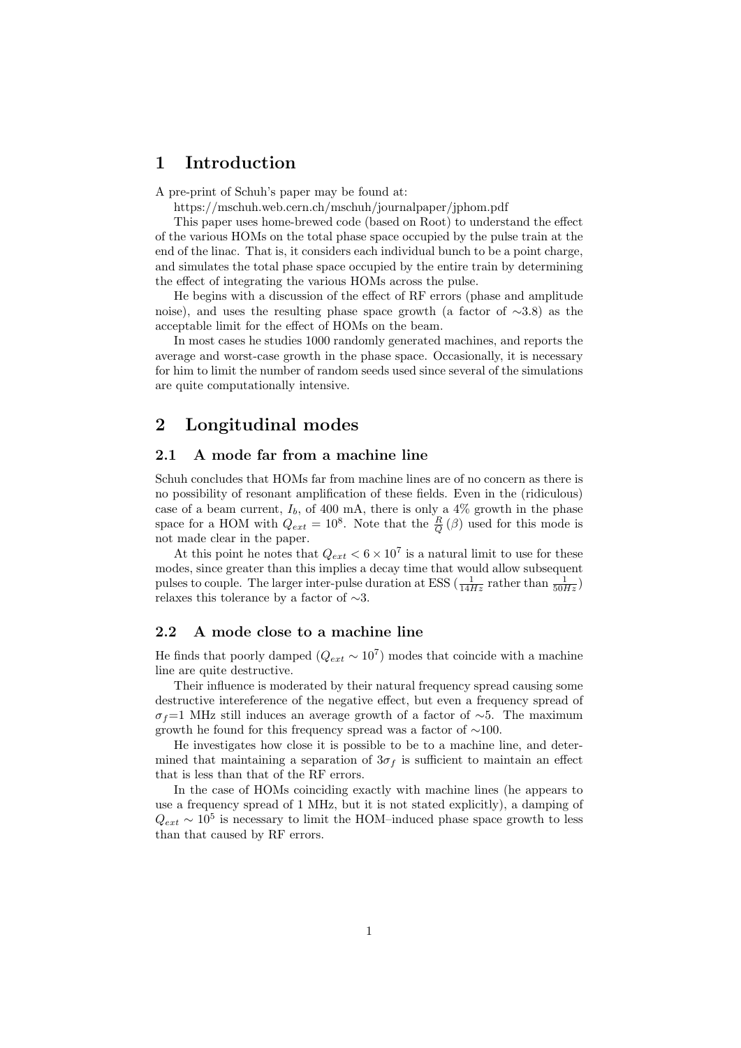# 1 Introduction

A pre-print of Schuh's paper may be found at:

https://mschuh.web.cern.ch/mschuh/journalpaper/jphom.pdf

This paper uses home-brewed code (based on Root) to understand the effect of the various HOMs on the total phase space occupied by the pulse train at the end of the linac. That is, it considers each individual bunch to be a point charge, and simulates the total phase space occupied by the entire train by determining the effect of integrating the various HOMs across the pulse.

He begins with a discussion of the effect of RF errors (phase and amplitude noise), and uses the resulting phase space growth (a factor of ∼3.8) as the acceptable limit for the effect of HOMs on the beam.

In most cases he studies 1000 randomly generated machines, and reports the average and worst-case growth in the phase space. Occasionally, it is necessary for him to limit the number of random seeds used since several of the simulations are quite computationally intensive.

# 2 Longitudinal modes

## 2.1 A mode far from a machine line

Schuh concludes that HOMs far from machine lines are of no concern as there is no possibility of resonant amplification of these fields. Even in the (ridiculous) case of a beam current, $I_b$, of 400 mA, there is only a 4% growth in the phase space for a HOM with $Q_{ext} = 10^8$. Note that the $\frac{R}{Q}(\beta)$ used for this mode is not made clear in the paper.

At this point he notes that $Q_{ext} < 6 \times 10^7$ is a natural limit to use for these modes, since greater than this implies a decay time that would allow subsequent pulses to couple. The larger inter-pulse duration at ESS ($\frac{1}{14Hz}$ rather than $\frac{1}{50Hz}$) relaxes this tolerance by a factor of ∼3.

## 2.2 A mode close to a machine line

He finds that poorly damped ($Q_{ext} \sim 10^7$) modes that coincide with a machine line are quite destructive.

Their influence is moderated by their natural frequency spread causing some destructive intereference of the negative effect, but even a frequency spread of $\sigma_f$=1 MHz still induces an average growth of a factor of ∼5. The maximum growth he found for this frequency spread was a factor of ∼100.

He investigates how close it is possible to be to a machine line, and determined that maintaining a separation of $3\sigma_f$ is sufficient to maintain an effect that is less than that of the RF errors.

In the case of HOMs coinciding exactly with machine lines (he appears to use a frequency spread of 1 MHz, but it is not stated explicitly), a damping of $Q_{ext} \sim 10^5$ is necessary to limit the HOM–induced phase space growth to less than that caused by RF errors.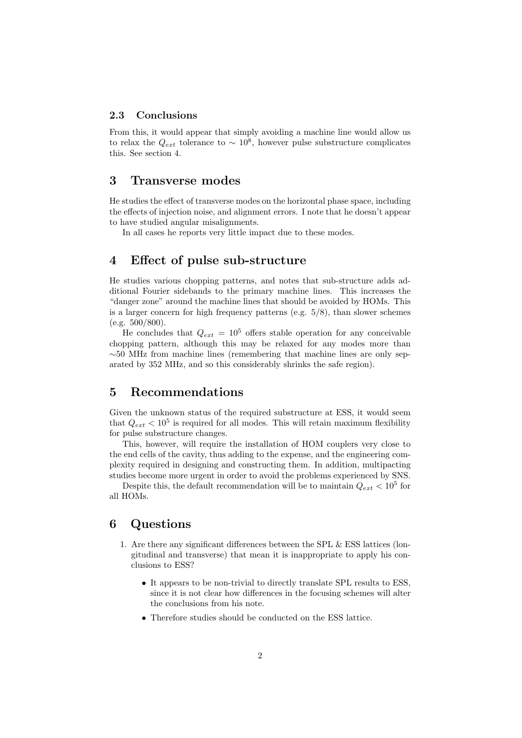### 2.3 Conclusions

From this, it would appear that simply avoiding a machine line would allow us to relax the $Q_{ext}$ tolerance to $\sim 10^8$, however pulse substructure complicates this. See section 4.

## 3 Transverse modes

He studies the effect of transverse modes on the horizontal phase space, including the effects of injection noise, and alignment errors. I note that he doesn't appear to have studied angular misalignments.

In all cases he reports very little impact due to these modes.

## 4 Effect of pulse sub-structure

He studies various chopping patterns, and notes that sub-structure adds additional Fourier sidebands to the primary machine lines. This increases the "danger zone" around the machine lines that should be avoided by HOMs. This is a larger concern for high frequency patterns (e.g. 5/8), than slower schemes (e.g. 500/800).

He concludes that $Q_{ext} = 10^5$ offers stable operation for any conceivable chopping pattern, although this may be relaxed for any modes more than $\sim$50 MHz from machine lines (remembering that machine lines are only separated by 352 MHz, and so this considerably shrinks the safe region).

## 5 Recommendations

Given the unknown status of the required substructure at ESS, it would seem that $Q_{ext} < 10^5$ is required for all modes. This will retain maximum flexibility for pulse substructure changes.

This, however, will require the installation of HOM couplers very close to the end cells of the cavity, thus adding to the expense, and the engineering complexity required in designing and constructing them. In addition, multipacting studies become more urgent in order to avoid the problems experienced by SNS.

Despite this, the default recommendation will be to maintain $Q_{ext} < 10^5$ for all HOMs.

## 6 Questions

1. Are there any significant differences between the SPL & ESS lattices (longitudinal and transverse) that mean it is inappropriate to apply his conclusions to ESS?
   - It appears to be non-trivial to directly translate SPL results to ESS, since it is not clear how differences in the focusing schemes will alter the conclusions from his note.
   - Therefore studies should be conducted on the ESS lattice.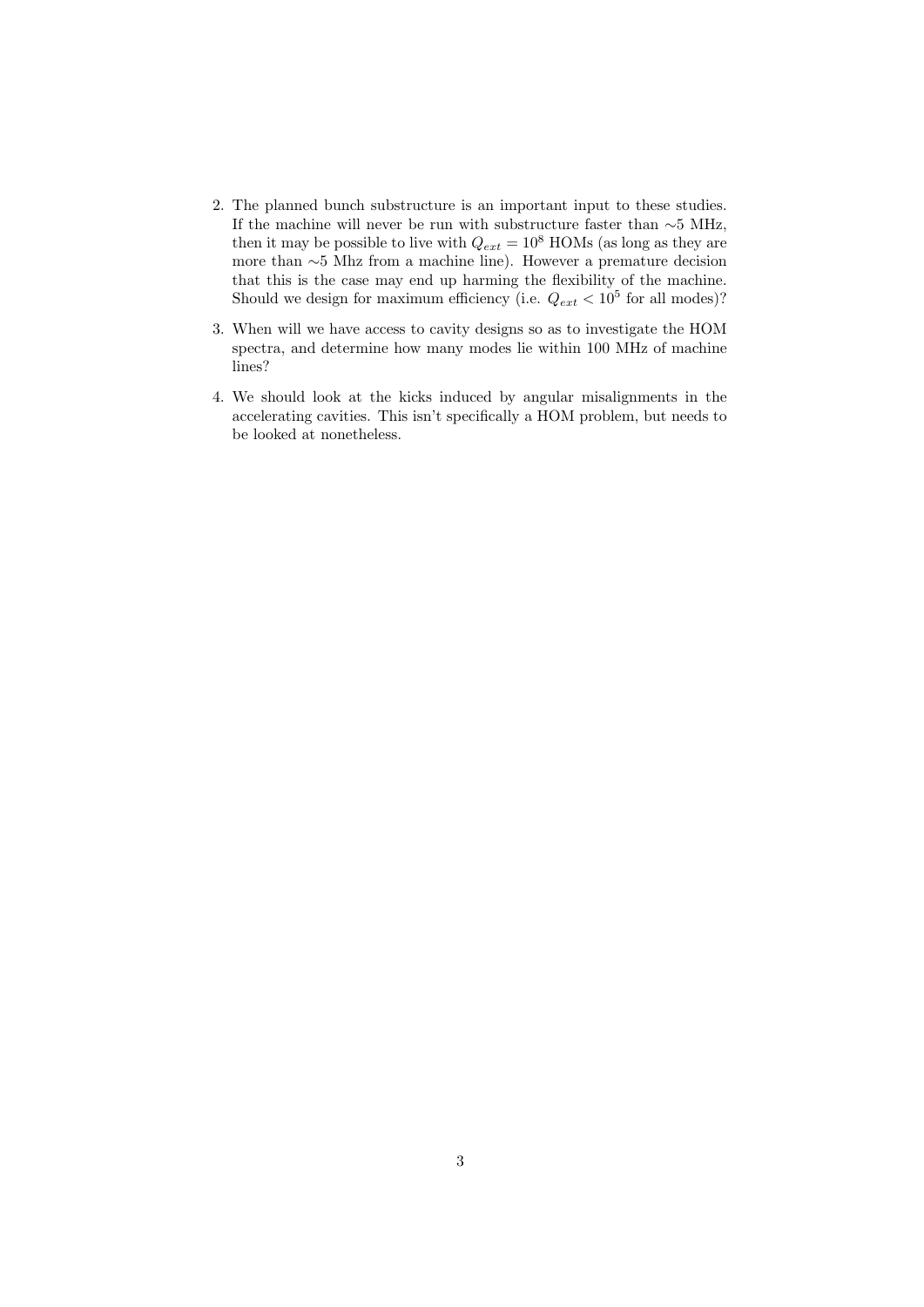2. The planned bunch substructure is an important input to these studies. If the machine will never be run with substructure faster than ∼5 MHz, then it may be possible to live with $Q_{ext} = 10^8$ HOMs (as long as they are more than ∼5 Mhz from a machine line). However a premature decision that this is the case may end up harming the flexibility of the machine. Should we design for maximum efficiency (i.e. $Q_{ext} < 10^5$ for all modes)?
3. When will we have access to cavity designs so as to investigate the HOM spectra, and determine how many modes lie within 100 MHz of machine lines?
4. We should look at the kicks induced by angular misalignments in the accelerating cavities. This isn't specifically a HOM problem, but needs to be looked at nonetheless.